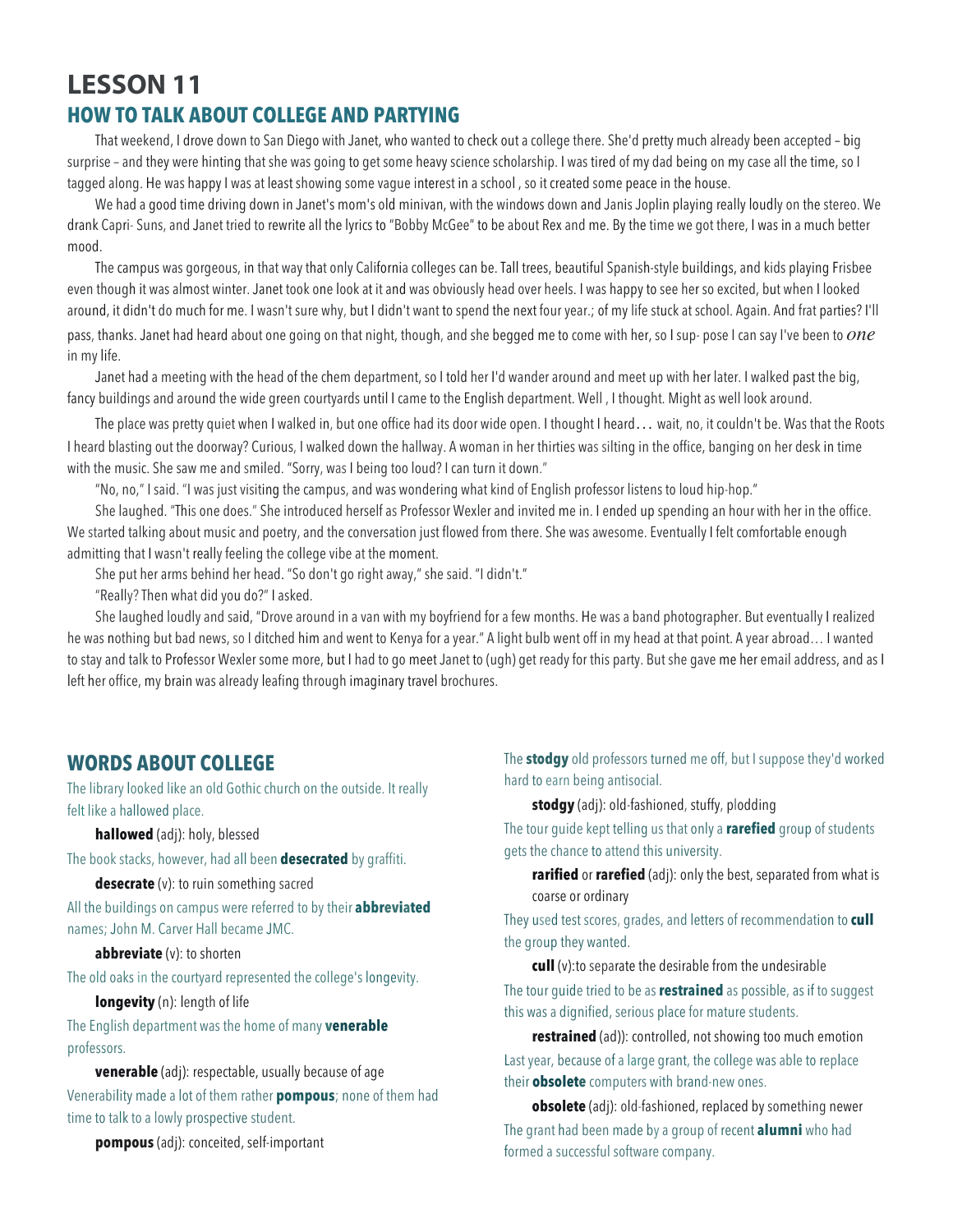# LESSON 11

## HOW TO TALK ABOUT COLLEGE AND PARTYING

That weekend, I drove down to San Diego with Janet, who wanted to check out a college there. She'd pretty much already been accepted – big surprise – and they were hinting that she was going to get some heavy science scholarship. I was tired of my dad being on my case all the time, so I tagged along. He was happy I was at least showing some vague interest in a school , so it created some peace in the house.

We had a good time driving down in Janet's mom's old minivan, with the windows down and Janis Joplin playing really loudly on the stereo. We drank Capri- Suns, and Janet tried to rewrite all the lyrics to "Bobby McGee" to be about Rex and me. By the time we got there, I was in a much better mood.

The campus was gorgeous, in that way that only California colleges can be. Tall trees, beautiful Spanish-style buildings, and kids playing Frisbee even though it was almost winter. Janet took one look at it and was obviously head over heels. I was happy to see her so excited, but when I looked around, it didn't do much for me. I wasn't sure why, but I didn't want to spend the next four year.; of my life stuck at school. Again. And frat parties? I'll pass, thanks. Janet had heard about one going on that night, though, and she begged me to come with her, so I sup- pose I can say I've been to *one* in my life.

Janet had a meeting with the head of the chem department, so I told her I'd wander around and meet up with her later. I walked past the big, fancy buildings and around the wide green courtyards until I came to the English department. Well , I thought. Might as well look around.

The place was pretty quiet when I walked in, but one office had its door wide open. I thought I heard… wait, no, it couldn't be. Was that the Roots I heard blasting out the doorway? Curious, I walked down the hallway. A woman in her thirties was silting in the office, banging on her desk in time with the music. She saw me and smiled. "Sorry, was I being too loud? I can turn it down."

"No, no," I said. "I was just visiting the campus, and was wondering what kind of English professor listens to loud hip-hop."

She laughed. "This one does." She introduced herself as Professor Wexler and invited me in. I ended up spending an hour with her in the office. We started talking about music and poetry, and the conversation just flowed from there. She was awesome. Eventually I felt comfortable enough admitting that I wasn't really feeling the college vibe at the moment.

She put her arms behind her head. "So don't go right away," she said. "I didn't."

"Really? Then what did you do?" I asked.

She laughed loudly and said, "Drove around in a van with my boyfriend for a few months. He was a band photographer. But eventually I realized he was nothing but bad news, so I ditched him and went to Kenya for a year." A light bulb went off in my head at that point. A year abroad… I wanted to stay and talk to Professor Wexler some more, but I had to go meet Janet to (ugh) get ready for this party. But she gave me her email address, and as I left her office, my brain was already leafing through imaginary travel brochures.

## WORDS ABOUT COLLEGE

The library looked like an old Gothic church on the outside. It really felt like a hallowed place.

**hallowed** (adj): holy, blessed

The book stacks, however, had all been **desecrated** by graffiti.

**desecrate** (v): to ruin something sacred

All the buildings on campus were referred to by their **abbreviated** names; John M. Carver Hall became JMC.

**abbreviate** (v): to shorten

The old oaks in the courtyard represented the college's longevity.

**longevity** (n): length of life

The English department was the home of many **venerable** professors.

**venerable** (adj): respectable, usually because of age

Venerability made a lot of them rather **pompous**; none of them had time to talk to a lowly prospective student.

**pompous** (adj): conceited, self-important

The **stodgy** old professors turned me off, but I suppose they'd worked hard to earn being antisocial.

**stodgy** (adj): old-fashioned, stuffy, plodding

The tour guide kept telling us that only a **rarefied** group of students gets the chance to attend this university.

**rarified** or **rarefied** (adj): only the best, separated from what is coarse or ordinary

They used test scores, grades, and letters of recommendation to **cull** the group they wanted.

**cull** (v):to separate the desirable from the undesirable

The tour guide tried to be as **restrained** as possible, as if to suggest this was a dignified, serious place for mature students.

**restrained** (ad)): controlled, not showing too much emotion

Last year, because of a large grant, the college was able to replace their **obsolete** computers with brand-new ones.

**obsolete** (adj): old-fashioned, replaced by something newer

The grant had been made by a group of recent **alumni** who had formed a successful software company.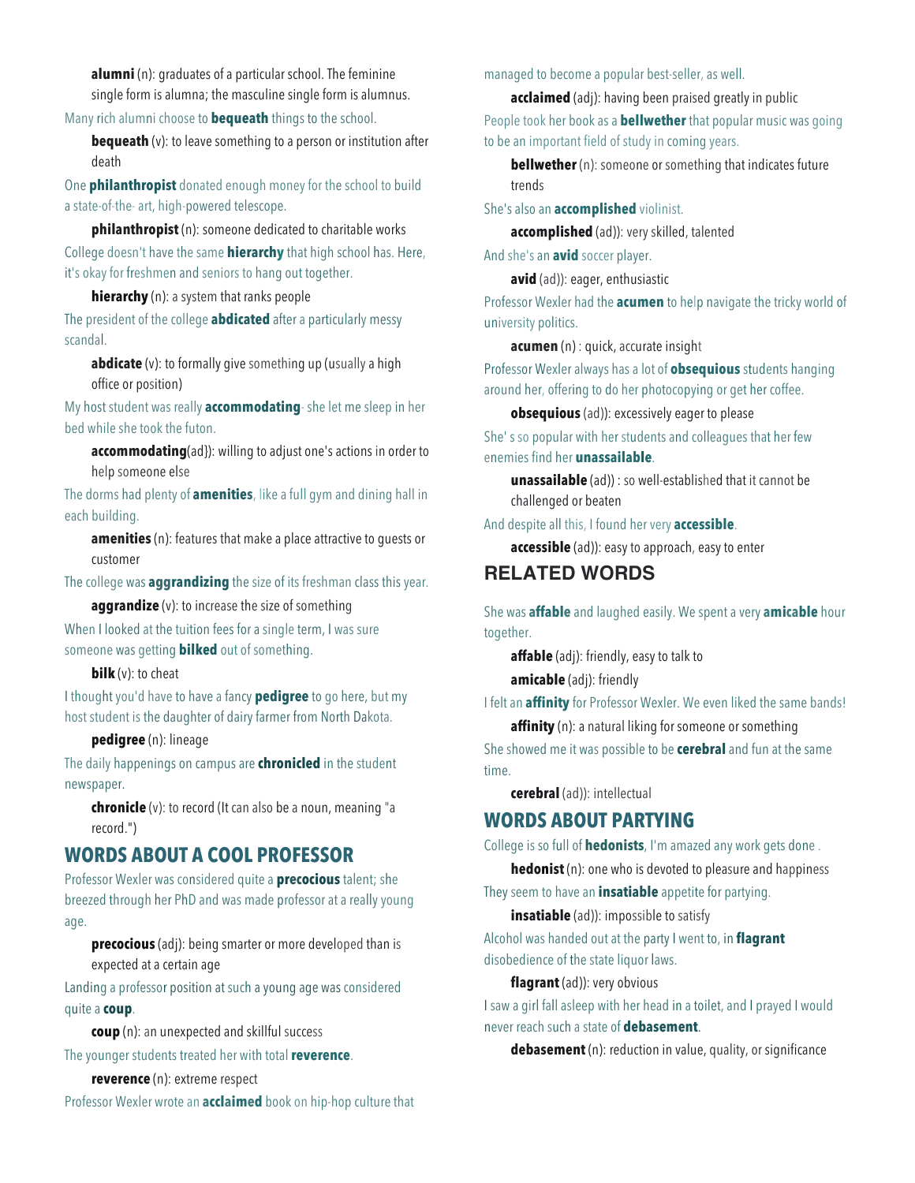**alumni** (n): graduates of a particular school. The feminine single form is alumna; the masculine single form is alumnus.

Many rich alumni choose to **bequeath** things to the school.

**bequeath** (v): to leave something to a person or institution after death

One **philanthropist** donated enough money for the school to build a state-of-the- art, high-powered telescope.

**philanthropist** (n): someone dedicated to charitable works

College doesn't have the same **hierarchy** that high school has. Here, it's okay for freshmen and seniors to hang out together.

**hierarchy** (n): a system that ranks people

The president of the college **abdicated** after a particularly messy scandal.

**abdicate** (v): to formally give something up (usually a high office or position)

My host student was really **accommodating**- she let me sleep in her bed while she took the futon.

**accommodating**(ad}): willing to adjust one's actions in order to help someone else

The dorms had plenty of **amenities**, like a full gym and dining hall in each building.

**amenities** (n): features that make a place attractive to guests or customer

The college was **aggrandizing** the size of its freshman class this year.

**aggrandize** (v): to increase the size of something

When I looked at the tuition fees for a single term, I was sure someone was getting **bilked** out of something.

**bilk** (v): to cheat

I thought you'd have to have a fancy **pedigree** to go here, but my host student is the daughter of dairy farmer from North Dakota.

**pedigree** (n): lineage

The daily happenings on campus are **chronicled** in the student newspaper.

**chronicle** (v): to record (It can also be a noun, meaning "a record.")

## WORDS ABOUT A COOL PROFESSOR

Professor Wexler was considered quite a **precocious** talent; she breezed through her PhD and was made professor at a really young age.

**precocious** (adj): being smarter or more developed than is expected at a certain age

Landing a professor position at such a young age was considered quite a **coup**.

**coup** (n): an unexpected and skillful success

The younger students treated her with total **reverence**.

**reverence** (n): extreme respect

Professor Wexler wrote an **acclaimed** book on hip-hop culture that managed to become a popular best-seller, as well.

**acclaimed** (adj): having been praised greatly in public

People took her book as a **bellwether** that popular music was going to be an important field of study in coming years.

**bellwether** (n): someone or something that indicates future trends

She's also an **accomplished** violinist.

**accomplished** (ad)): very skilled, talented

And she's an **avid** soccer player.

**avid** (ad)): eager, enthusiastic

Professor Wexler had the **acumen** to help navigate the tricky world of university politics.

**acumen** (n) : quick, accurate insight

Professor Wexler always has a lot of **obsequious** students hanging around her, offering to do her photocopying or get her coffee.

**obsequious** (ad)): excessively eager to please

She' s so popular with her students and colleagues that her few enemies find her **unassailable**.

**unassailable** (ad)) : so well-established that it cannot be challenged or beaten

And despite all this, I found her very **accessible**.

**accessible** (ad)): easy to approach, easy to enter

## RELATED WORDS

She was **affable** and laughed easily. We spent a very **amicable** hour together.

**affable** (adj): friendly, easy to talk to

**amicable** (adj): friendly

I felt an **affinity** for Professor Wexler. We even liked the same bands!

**affinity** (n): a natural liking for someone or something

She showed me it was possible to be **cerebral** and fun at the same time.

**cerebral** (ad)): intellectual

## WORDS ABOUT PARTYING

College is so full of **hedonists**, I'm amazed any work gets done .

**hedonist** (n): one who is devoted to pleasure and happiness

They seem to have an **insatiable** appetite for partying.

**insatiable** (ad)): impossible to satisfy

Alcohol was handed out at the party I went to, in **flagrant** disobedience of the state liquor laws.

**flagrant** (ad)): very obvious

I saw a girl fall asleep with her head in a toilet, and I prayed I would never reach such a state of **debasement**.

**debasement** (n): reduction in value, quality, or significance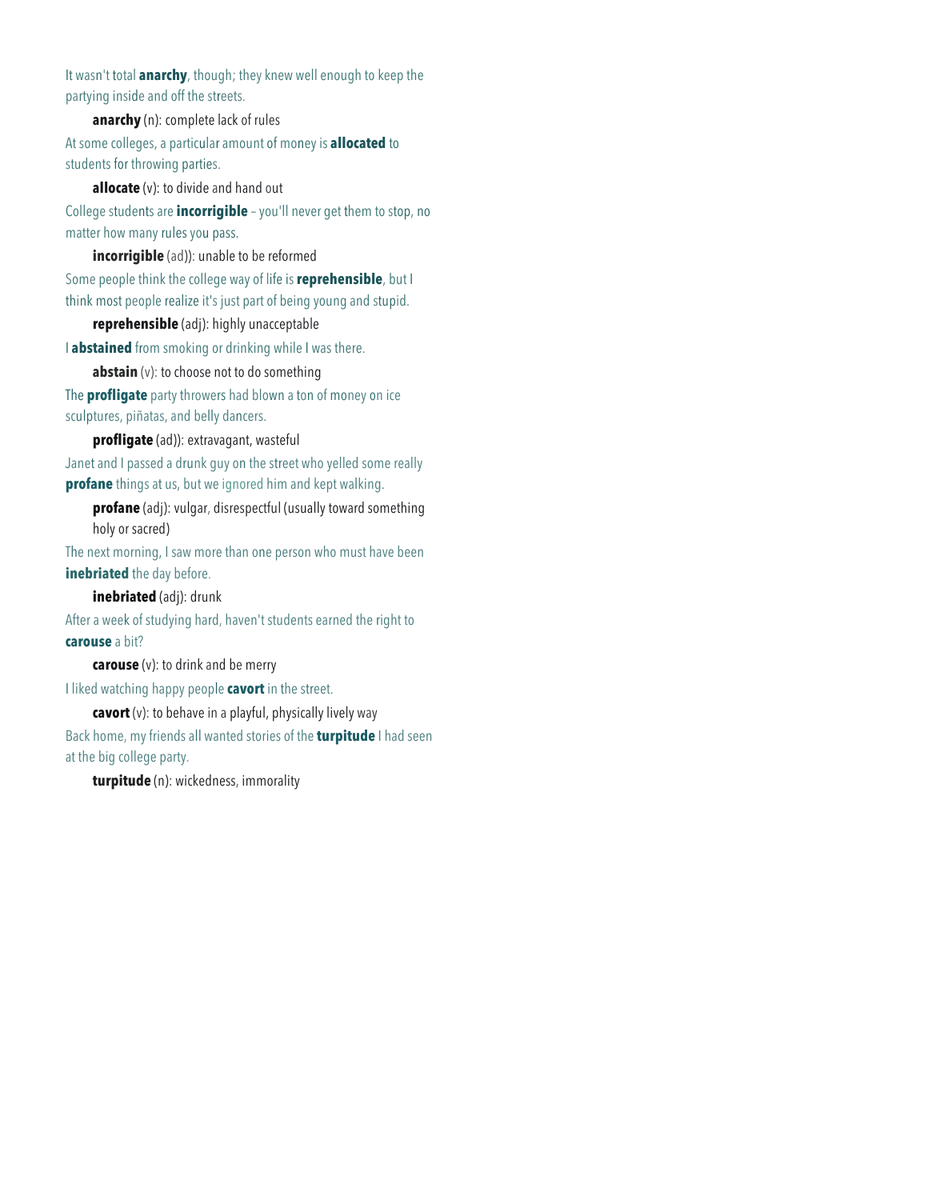It wasn't total **anarchy**, though; they knew well enough to keep the partying inside and off the streets.

**anarchy** (n): complete lack of rules

At some colleges, a particular amount of money is **allocated** to students for throwing parties.

**allocate** (v): to divide and hand out

College students are **incorrigible** – you'll never get them to stop, no matter how many rules you pass.

**incorrigible** (ad)): unable to be reformed

Some people think the college way of life is **reprehensible**, but I think most people realize it's just part of being young and stupid.

**reprehensible** (adj): highly unacceptable

I **abstained** from smoking or drinking while I was there.

**abstain** (v): to choose not to do something

The **profligate** party throwers had blown a ton of money on ice sculptures, piñatas, and belly dancers.

**profligate** (ad)): extravagant, wasteful

Janet and I passed a drunk guy on the street who yelled some really **profane** things at us, but we ignored him and kept walking.

**profane** (adj): vulgar, disrespectful (usually toward something holy or sacred)

The next morning, I saw more than one person who must have been **inebriated** the day before.

**inebriated** (adj): drunk

After a week of studying hard, haven't students earned the right to **carouse** a bit?

**carouse** (v): to drink and be merry

I liked watching happy people **cavort** in the street.

**cavort** (v): to behave in a playful, physically lively way

Back home, my friends all wanted stories of the **turpitude** I had seen at the big college party.

**turpitude** (n): wickedness, immorality